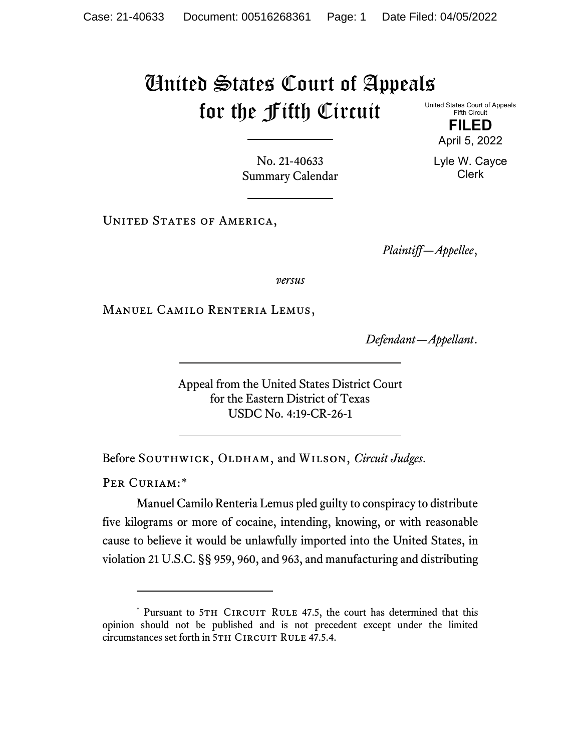# United States Court of Appeals for the Fifth Circuit

United States Court of Appeals
Fifth Circuit

**FILED**

April 5, 2022

Lyle W. Cayce
Clerk

No. 21-40633
Summary Calendar

---

United States of America,

*Plaintiff—Appellee*,

*versus*

Manuel Camilo Renteria Lemus,

*Defendant—Appellant*.

---

Appeal from the United States District Court
for the Eastern District of Texas
USDC No. 4:19-CR-26-1

---

Before Southwick, Oldham, and Wilson, *Circuit Judges*.

Per Curiam:*

Manuel Camilo Renteria Lemus pled guilty to conspiracy to distribute five kilograms or more of cocaine, intending, knowing, or with reasonable cause to believe it would be unlawfully imported into the United States, in violation 21 U.S.C. §§ 959, 960, and 963, and manufacturing and distributing

---

\* Pursuant to 5th Circuit Rule 47.5, the court has determined that this opinion should not be published and is not precedent except under the limited circumstances set forth in 5th Circuit Rule 47.5.4.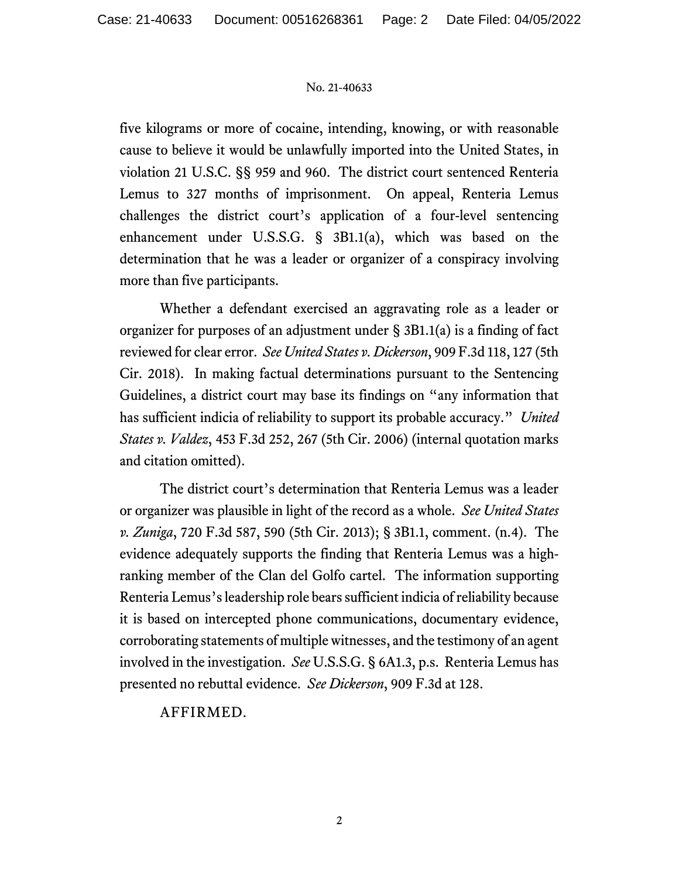five kilograms or more of cocaine, intending, knowing, or with reasonable cause to believe it would be unlawfully imported into the United States, in violation 21 U.S.C. §§ 959 and 960. The district court sentenced Renteria Lemus to 327 months of imprisonment. On appeal, Renteria Lemus challenges the district court's application of a four-level sentencing enhancement under U.S.S.G. § 3B1.1(a), which was based on the determination that he was a leader or organizer of a conspiracy involving more than five participants.

Whether a defendant exercised an aggravating role as a leader or organizer for purposes of an adjustment under § 3B1.1(a) is a finding of fact reviewed for clear error. *See United States v. Dickerson*, 909 F.3d 118, 127 (5th Cir. 2018). In making factual determinations pursuant to the Sentencing Guidelines, a district court may base its findings on "any information that has sufficient indicia of reliability to support its probable accuracy." *United States v. Valdez*, 453 F.3d 252, 267 (5th Cir. 2006) (internal quotation marks and citation omitted).

The district court's determination that Renteria Lemus was a leader or organizer was plausible in light of the record as a whole. *See United States v. Zuniga*, 720 F.3d 587, 590 (5th Cir. 2013); § 3B1.1, comment. (n.4). The evidence adequately supports the finding that Renteria Lemus was a high-ranking member of the Clan del Golfo cartel. The information supporting Renteria Lemus's leadership role bears sufficient indicia of reliability because it is based on intercepted phone communications, documentary evidence, corroborating statements of multiple witnesses, and the testimony of an agent involved in the investigation. *See* U.S.S.G. § 6A1.3, p.s. Renteria Lemus has presented no rebuttal evidence. *See Dickerson*, 909 F.3d at 128.

AFFIRMED.